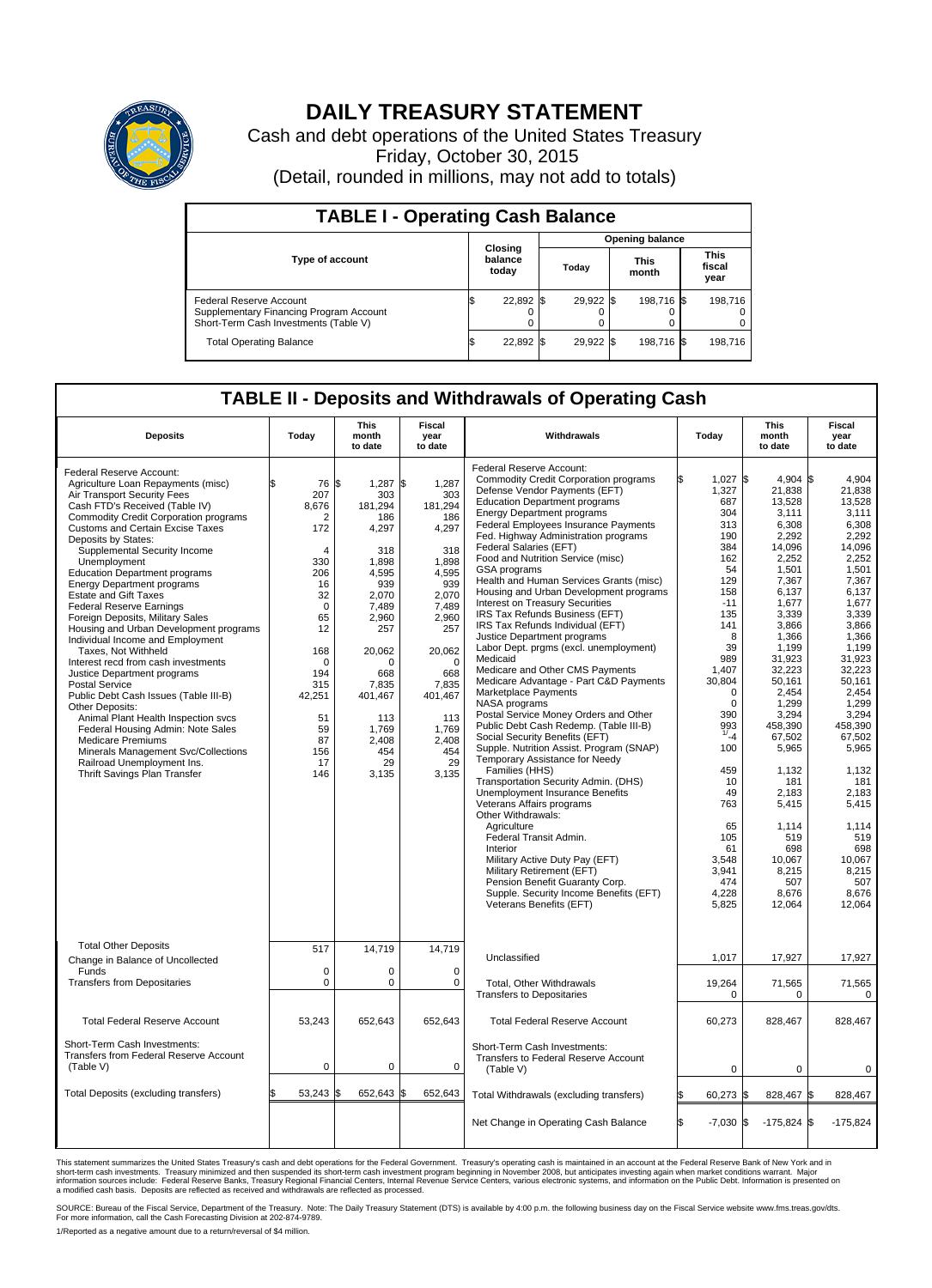# DAILY TREASURY STATEMENT

Cash and debt operations of the United States Treasury

Friday, October 30, 2015

(Detail, rounded in millions, may not add to totals)

## TABLE I - Operating Cash Balance

| Type of account | Closing balance today | Opening balance Today | Opening balance This month | Opening balance This fiscal year |
|---|---|---|---|---|
| Federal Reserve Account | $ 22,892 | $ 29,922 | $ 198,716 | $ 198,716 |
| Supplementary Financing Program Account | 0 | 0 | 0 | 0 |
| Short-Term Cash Investments (Table V) | 0 | 0 | 0 | 0 |
| Total Operating Balance | $ 22,892 | $ 29,922 | $ 198,716 | $ 198,716 |

## TABLE II - Deposits and Withdrawals of Operating Cash

| Deposits | Today | This month to date | Fiscal year to date |
|---|---|---|---|
| Federal Reserve Account: | | | |
| Agriculture Loan Repayments (misc) | $ 76 | $ 1,287 | $ 1,287 |
| Air Transport Security Fees | 207 | 303 | 303 |
| Cash FTD's Received (Table IV) | 8,676 | 181,294 | 181,294 |
| Commodity Credit Corporation programs | 2 | 186 | 186 |
| Customs and Certain Excise Taxes | 172 | 4,297 | 4,297 |
| Deposits by States: | | | |
| Supplemental Security Income | 4 | 318 | 318 |
| Unemployment | 330 | 1,898 | 1,898 |
| Education Department programs | 206 | 4,595 | 4,595 |
| Energy Department programs | 16 | 939 | 939 |
| Estate and Gift Taxes | 32 | 2,070 | 2,070 |
| Federal Reserve Earnings | 0 | 7,489 | 7,489 |
| Foreign Deposits, Military Sales | 65 | 2,960 | 2,960 |
| Housing and Urban Development programs | 12 | 257 | 257 |
| Individual Income and Employment Taxes, Not Withheld | 168 | 20,062 | 20,062 |
| Interest recd from cash investments | 0 | 0 | 0 |
| Justice Department programs | 194 | 668 | 668 |
| Postal Service | 315 | 7,835 | 7,835 |
| Public Debt Cash Issues (Table III-B) | 42,251 | 401,467 | 401,467 |
| Other Deposits: | | | |
| Animal Plant Health Inspection svcs | 51 | 113 | 113 |
| Federal Housing Admin: Note Sales | 59 | 1,769 | 1,769 |
| Medicare Premiums | 87 | 2,408 | 2,408 |
| Minerals Management Svc/Collections | 156 | 454 | 454 |
| Railroad Unemployment Ins. | 17 | 29 | 29 |
| Thrift Savings Plan Transfer | 146 | 3,135 | 3,135 |
| Total Other Deposits | 517 | 14,719 | 14,719 |
| Change in Balance of Uncollected Funds | 0 | 0 | 0 |
| Transfers from Depositaries | 0 | 0 | 0 |
| Total Federal Reserve Account | 53,243 | 652,643 | 652,643 |
| Short-Term Cash Investments: Transfers from Federal Reserve Account (Table V) | 0 | 0 | 0 |
| Total Deposits (excluding transfers) | $ 53,243 | $ 652,643 | $ 652,643 |

| Withdrawals | Today | This month to date | Fiscal year to date |
|---|---|---|---|
| Federal Reserve Account: | | | |
| Commodity Credit Corporation programs | $ 1,027 | $ 4,904 | $ 4,904 |
| Defense Vendor Payments (EFT) | 1,327 | 21,838 | 21,838 |
| Education Department programs | 687 | 13,528 | 13,528 |
| Energy Department programs | 304 | 3,111 | 3,111 |
| Federal Employees Insurance Payments | 313 | 6,308 | 6,308 |
| Fed. Highway Administration programs | 190 | 2,292 | 2,292 |
| Federal Salaries (EFT) | 384 | 14,096 | 14,096 |
| Food and Nutrition Service (misc) | 162 | 2,252 | 2,252 |
| GSA programs | 54 | 1,501 | 1,501 |
| Health and Human Services Grants (misc) | 129 | 7,367 | 7,367 |
| Housing and Urban Development programs | 158 | 6,137 | 6,137 |
| Interest on Treasury Securities | -11 | 1,677 | 1,677 |
| IRS Tax Refunds Business (EFT) | 135 | 3,339 | 3,339 |
| IRS Tax Refunds Individual (EFT) | 141 | 3,866 | 3,866 |
| Justice Department programs | 8 | 1,366 | 1,366 |
| Labor Dept. prgms (excl. unemployment) | 39 | 1,199 | 1,199 |
| Medicaid | 989 | 31,923 | 31,923 |
| Medicare and Other CMS Payments | 1,407 | 32,223 | 32,223 |
| Medicare Advantage - Part C&D Payments | 30,804 | 50,161 | 50,161 |
| Marketplace Payments | 0 | 2,454 | 2,454 |
| NASA programs | 0 | 1,299 | 1,299 |
| Postal Service Money Orders and Other | 390 | 3,294 | 3,294 |
| Public Debt Cash Redemp. (Table III-B) | 993 | 458,390 | 458,390 |
| Social Security Benefits (EFT) | -4 [1] | 67,502 | 67,502 |
| Supple. Nutrition Assist. Program (SNAP) | 100 | 5,965 | 5,965 |
| Temporary Assistance for Needy Families (HHS) | 459 | 1,132 | 1,132 |
| Transportation Security Admin. (DHS) | 10 | 181 | 181 |
| Unemployment Insurance Benefits | 49 | 2,183 | 2,183 |
| Veterans Affairs programs | 763 | 5,415 | 5,415 |
| Other Withdrawals: | | | |
| Agriculture | 65 | 1,114 | 1,114 |
| Federal Transit Admin. | 105 | 519 | 519 |
| Interior | 61 | 698 | 698 |
| Military Active Duty Pay (EFT) | 3,548 | 10,067 | 10,067 |
| Military Retirement (EFT) | 3,941 | 8,215 | 8,215 |
| Pension Benefit Guaranty Corp. | 474 | 507 | 507 |
| Supple. Security Income Benefits (EFT) | 4,228 | 8,676 | 8,676 |
| Veterans Benefits (EFT) | 5,825 | 12,064 | 12,064 |
| Unclassified | 1,017 | 17,927 | 17,927 |
| Total, Other Withdrawals | 19,264 | 71,565 | 71,565 |
| Transfers to Depositaries | 0 | 0 | 0 |
| Total Federal Reserve Account | 60,273 | 828,467 | 828,467 |
| Short-Term Cash Investments: Transfers to Federal Reserve Account (Table V) | 0 | 0 | 0 |
| Total Withdrawals (excluding transfers) | $ 60,273 | $ 828,467 | $ 828,467 |
| Net Change in Operating Cash Balance | $ -7,030 | $ -175,824 | $ -175,824 |

This statement summarizes the United States Treasury's cash and debt operations for the Federal Government. Treasury's operating cash is maintained in an account at the Federal Reserve Bank of New York and in short-term cash investments. Treasury minimized and then suspended its short-term cash investment program beginning in November 2008, but anticipates investing again when market conditions warrant. Major information sources include: Federal Reserve Banks, Treasury Regional Financial Centers, Internal Revenue Service Centers, various electronic systems, and information on the Public Debt. Information is presented on a modified cash basis. Deposits are reflected as received and withdrawals are reflected as processed.

SOURCE: Bureau of the Fiscal Service, Department of the Treasury. Note: The Daily Treasury Statement (DTS) is available by 4:00 p.m. the following business day on the Fiscal Service website www.fms.treas.gov/dts. For more information, call the Cash Forecasting Division at 202-874-9789.

1/Reported as a negative amount due to a return/reversal of $4 million.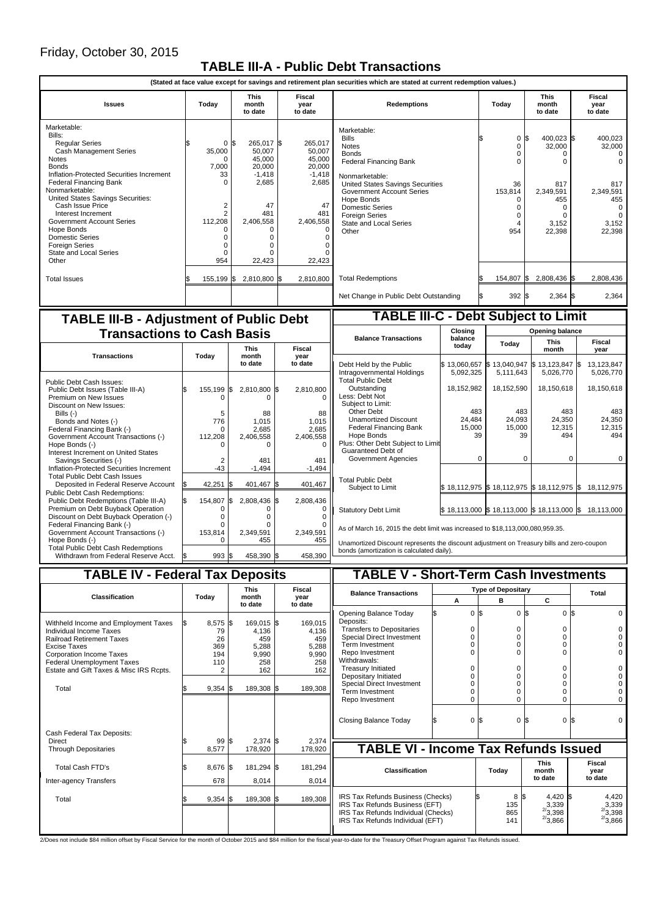Friday, October 30, 2015

# TABLE III-A - Public Debt Transactions

(Stated at face value except for savings and retirement plan securities which are stated at current redemption values.)

| Issues | Today | This month to date | Fiscal year to date | Redemptions | Today | This month to date | Fiscal year to date |
|---|---|---|---|---|---|---|---|
| Marketable: | | | | Marketable: | | | |
| Bills: | | | | Bills | $ 0 | $ 400,023 | $ 400,023 |
| Regular Series | $ 0 | $ 265,017 | $ 265,017 | Notes | 0 | 32,000 | 32,000 |
| Cash Management Series | 35,000 | 50,007 | 50,007 | Bonds | 0 | 0 | 0 |
| Notes | 0 | 45,000 | 45,000 | Federal Financing Bank | 0 | 0 | 0 |
| Bonds | 7,000 | 20,000 | 20,000 | | | | |
| Inflation-Protected Securities Increment | 33 | -1,418 | -1,418 | Nonmarketable: | | | |
| Federal Financing Bank | 0 | 2,685 | 2,685 | United States Savings Securities | 36 | 817 | 817 |
| Nonmarketable: | | | | Government Account Series | 153,814 | 2,349,591 | 2,349,591 |
| United States Savings Securities: | | | | Hope Bonds | 0 | 455 | 455 |
| Cash Issue Price | 2 | 47 | 47 | Domestic Series | 0 | 0 | 0 |
| Interest Increment | 2 | 481 | 481 | Foreign Series | 0 | 0 | 0 |
| Government Account Series | 112,208 | 2,406,558 | 2,406,558 | State and Local Series | 4 | 3,152 | 3,152 |
| Hope Bonds | 0 | 0 | 0 | Other | 954 | 22,398 | 22,398 |
| Domestic Series | 0 | 0 | 0 | | | | |
| Foreign Series | 0 | 0 | 0 | | | | |
| State and Local Series | 0 | 0 | 0 | | | | |
| Other | 954 | 22,423 | 22,423 | | | | |
| Total Issues | $ 155,199 | $ 2,810,800 | $ 2,810,800 | Total Redemptions | $ 154,807 | $ 2,808,436 | $ 2,808,436 |
| | | | | Net Change in Public Debt Outstanding | $ 392 | $ 2,364 | $ 2,364 |

# TABLE III-B - Adjustment of Public Debt Transactions to Cash Basis

| Transactions | Today | This month to date | Fiscal year to date |
|---|---|---|---|
| Public Debt Cash Issues: | | | |
| Public Debt Issues (Table III-A) | $ 155,199 | $ 2,810,800 | $ 2,810,800 |
| Premium on New Issues | 0 | 0 | 0 |
| Discount on New Issues: | | | |
| Bills (-) | 5 | 88 | 88 |
| Bonds and Notes (-) | 776 | 1,015 | 1,015 |
| Federal Financing Bank (-) | 0 | 2,685 | 2,685 |
| Government Account Transactions (-) | 112,208 | 2,406,558 | 2,406,558 |
| Hope Bonds (-) | 0 | 0 | 0 |
| Interest Increment on United States Savings Securities (-) | 2 | 481 | 481 |
| Inflation-Protected Securities Increment | -43 | -1,494 | -1,494 |
| Total Public Debt Cash Issues Deposited in Federal Reserve Account | $ 42,251 | $ 401,467 | $ 401,467 |
| Public Debt Cash Redemptions: | | | |
| Public Debt Redemptions (Table III-A) | $ 154,807 | $ 2,808,436 | $ 2,808,436 |
| Premium on Debt Buyback Operation | 0 | 0 | 0 |
| Discount on Debt Buyback Operation (-) | 0 | 0 | 0 |
| Federal Financing Bank (-) | 0 | 0 | 0 |
| Government Account Transactions (-) | 153,814 | 2,349,591 | 2,349,591 |
| Hope Bonds (-) | 0 | 455 | 455 |
| Total Public Debt Cash Redemptions Withdrawn from Federal Reserve Acct. | $ 993 | $ 458,390 | $ 458,390 |

# TABLE III-C - Debt Subject to Limit

| Balance Transactions | Closing balance today | Opening balance Today | Opening balance This month | Opening balance Fiscal year |
|---|---|---|---|---|
| Debt Held by the Public | $ 13,060,657 | $ 13,040,947 | $ 13,123,847 | $ 13,123,847 |
| Intragovernmental Holdings | 5,092,325 | 5,111,643 | 5,026,770 | 5,026,770 |
| Total Public Debt Outstanding | 18,152,982 | 18,152,590 | 18,150,618 | 18,150,618 |
| Less: Debt Not Subject to Limit: | | | | |
| Other Debt | 483 | 483 | 483 | 483 |
| Unamortized Discount | 24,484 | 24,093 | 24,350 | 24,350 |
| Federal Financing Bank | 15,000 | 15,000 | 12,315 | 12,315 |
| Hope Bonds | 39 | 39 | 494 | 494 |
| Plus: Other Debt Subject to Limit | | | | |
| Guaranteed Debt of Government Agencies | 0 | 0 | 0 | 0 |
| Total Public Debt Subject to Limit | $ 18,112,975 | $ 18,112,975 | $ 18,112,975 | $ 18,112,975 |
| Statutory Debt Limit | $ 18,113,000 | $ 18,113,000 | $ 18,113,000 | $ 18,113,000 |

As of March 16, 2015 the debt limit was increased to $18,113,000,080,959.35.

Unamortized Discount represents the discount adjustment on Treasury bills and zero-coupon bonds (amortization is calculated daily).

# TABLE IV - Federal Tax Deposits

| Classification | Today | This month to date | Fiscal year to date |
|---|---|---|---|
| Withheld Income and Employment Taxes | $ 8,575 | $ 169,015 | $ 169,015 |
| Individual Income Taxes | 79 | 4,136 | 4,136 |
| Railroad Retirement Taxes | 26 | 459 | 459 |
| Excise Taxes | 369 | 5,288 | 5,288 |
| Corporation Income Taxes | 194 | 9,990 | 9,990 |
| Federal Unemployment Taxes | 110 | 258 | 258 |
| Estate and Gift Taxes & Misc IRS Rcpts. | 2 | 162 | 162 |
| Total | $ 9,354 | $ 189,308 | $ 189,308 |
| Cash Federal Tax Deposits: | | | |
| Direct | $ 99 | $ 2,374 | $ 2,374 |
| Through Depositaries | 8,577 | 178,920 | 178,920 |
| Total Cash FTD's | $ 8,676 | $ 181,294 | $ 181,294 |
| Inter-agency Transfers | 678 | 8,014 | 8,014 |
| Total | $ 9,354 | $ 189,308 | $ 189,308 |

# TABLE V - Short-Term Cash Investments

| Balance Transactions | Type of Depositary A | B | C | Total |
|---|---|---|---|---|
| Opening Balance Today | $ 0 | $ 0 | $ 0 | $ 0 |
| Deposits: | | | | |
| Transfers to Depositaries | 0 | 0 | 0 | 0 |
| Special Direct Investment | 0 | 0 | 0 | 0 |
| Term Investment | 0 | 0 | 0 | 0 |
| Repo Investment | 0 | 0 | 0 | 0 |
| Withdrawals: | | | | |
| Treasury Initiated | 0 | 0 | 0 | 0 |
| Depositary Initiated | 0 | 0 | 0 | 0 |
| Special Direct Investment | 0 | 0 | 0 | 0 |
| Term Investment | 0 | 0 | 0 | 0 |
| Repo Investment | 0 | 0 | 0 | 0 |
| Closing Balance Today | $ 0 | $ 0 | $ 0 | $ 0 |

# TABLE VI - Income Tax Refunds Issued

| Classification | Today | This month to date | Fiscal year to date |
|---|---|---|---|
| IRS Tax Refunds Business (Checks) | $ 8 | $ 4,420 | $ 4,420 |
| IRS Tax Refunds Business (EFT) | 135 | 3,339 | 3,339 |
| IRS Tax Refunds Individual (Checks) | 865 | 2/ 3,398 | 2/ 3,398 |
| IRS Tax Refunds Individual (EFT) | 141 | 2/ 3,866 | 2/ 3,866 |

2/Does not include $84 million offset by Fiscal Service for the month of October 2015 and $84 million for the fiscal year-to-date for the Treasury Offset Program against Tax Refunds issued.